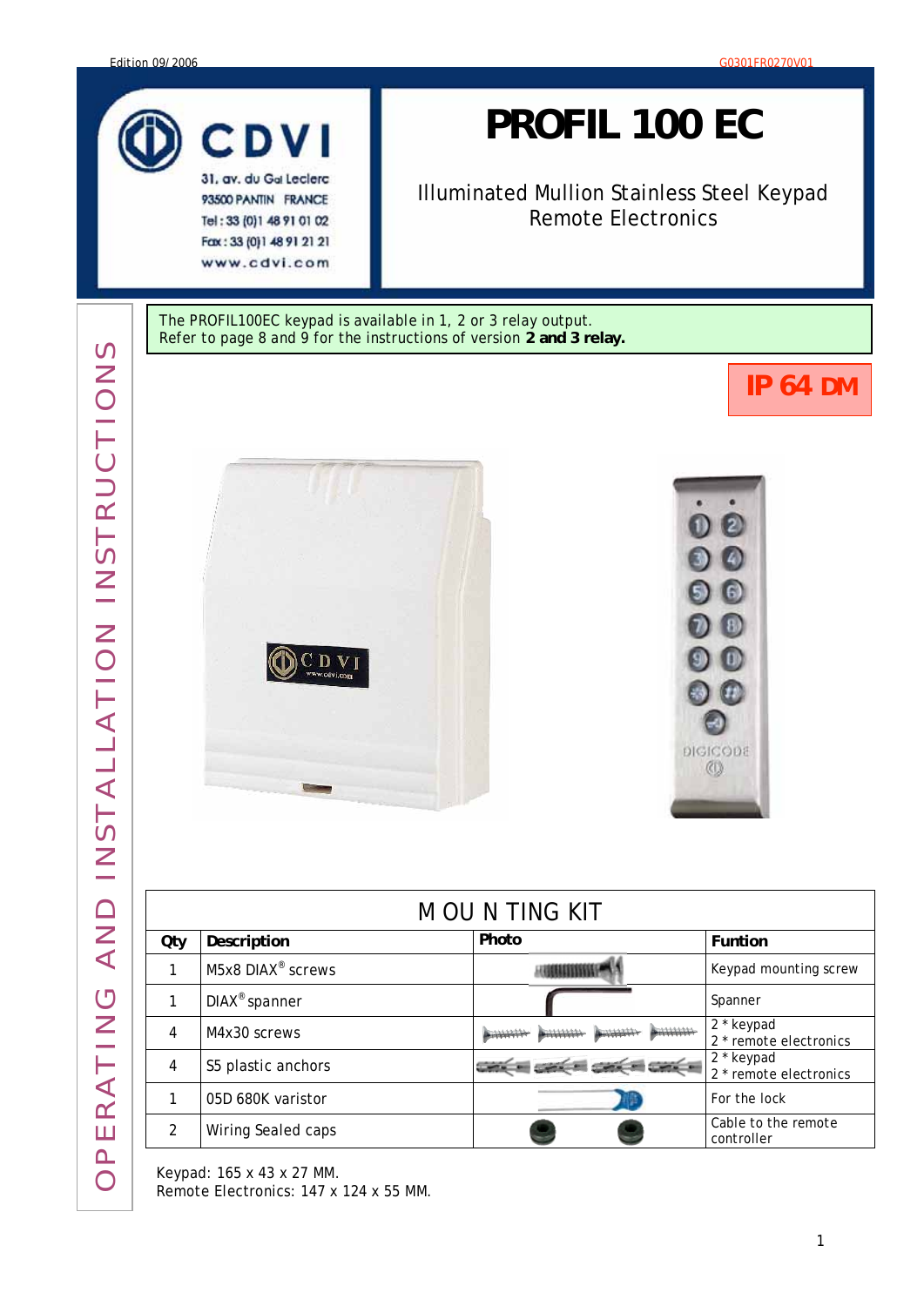Edition 09/2006

G0301FR0270V01

CDVI
31, av. du Gal Leclerc
93500 PANTIN FRANCE
Tel : 33 (0)1 48 91 01 02
Fax : 33 (0)1 48 91 21 21
www.cdvi.com

# PROFIL 100 EC

Illuminated Mullion Stainless Steel Keypad
Remote Electronics

OPERATING AND INSTALLATION INSTRUCTIONS

The PROFIL100EC keypad is available in 1, 2 or 3 relay output.
Refer to page 8 and 9 for the instructions of version **2 and 3 relay.**

**IP 64 DM**

## MOUNTING KIT

| Qty | Description | Photo | Funtion |
|---|---|---|---|
| 1 | M5x8 DIAX® screws | | Keypad mounting screw |
| 1 | DIAX® spanner | | Spanner |
| 4 | M4x30 screws | | 2 * keypad<br>2 * remote electronics |
| 4 | S5 plastic anchors | | 2 * keypad<br>2 * remote electronics |
| 1 | 05D 680K varistor | | For the lock |
| 2 | Wiring Sealed caps | | Cable to the remote controller |

Keypad: 165 x 43 x 27 MM.
Remote Electronics: 147 x 124 x 55 MM.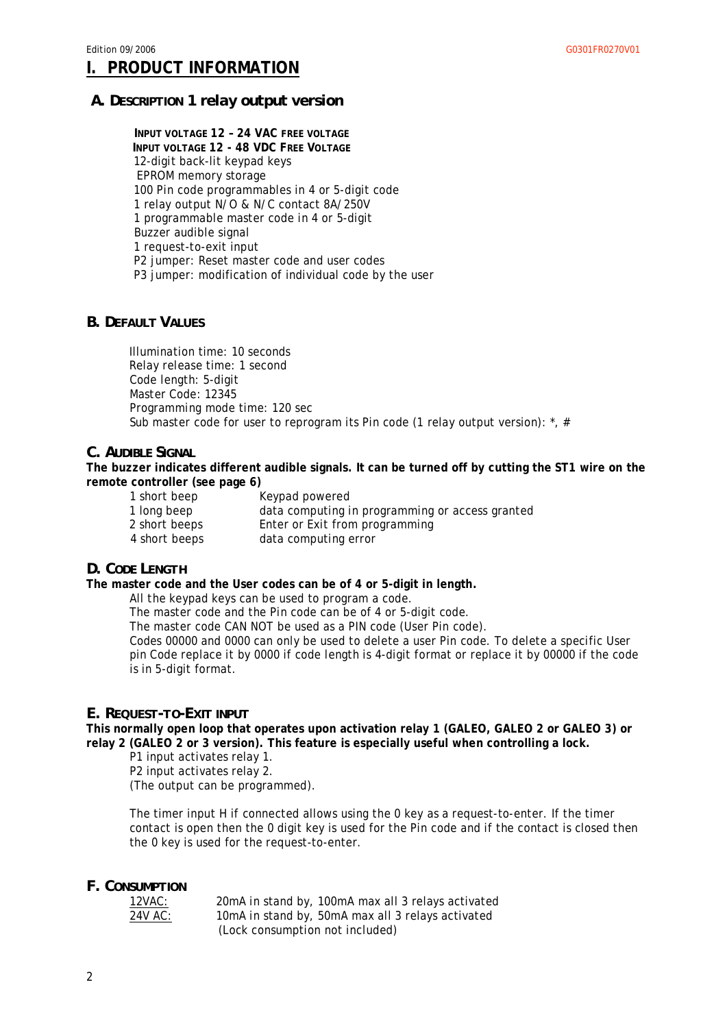# I. PRODUCT INFORMATION

## A. DESCRIPTION 1 relay output version

**INPUT VOLTAGE 12 – 24 VAC FREE VOLTAGE**
**INPUT VOLTAGE 12 - 48 VDC FREE VOLTAGE**
12-digit back-lit keypad keys
EPROM memory storage
100 Pin code programmables in 4 or 5-digit code
1 relay output N/O & N/C contact 8A/250V
1 programmable master code in 4 or 5-digit
Buzzer audible signal
1 request-to-exit input
P2 jumper: Reset master code and user codes
P3 jumper: modification of individual code by the user

## B. DEFAULT VALUES

Illumination time: 10 seconds
Relay release time: 1 second
Code length: 5-digit
Master Code: 12345
Programming mode time: 120 sec
Sub master code for user to reprogram its Pin code (1 relay output version): *, #

## C. AUDIBLE SIGNAL

**The buzzer indicates different audible signals. It can be turned off by cutting the ST1 wire on the remote controller (see page 6)**

| | |
|---|---|
| 1 short beep | Keypad powered |
| 1 long beep | data computing in programming or access granted |
| 2 short beeps | Enter or Exit from programming |
| 4 short beeps | data computing error |

## D. CODE LENGTH

**The master code and the User codes can be of 4 or 5-digit in length.**

All the keypad keys can be used to program a code.
The master code and the Pin code can be of 4 or 5-digit code.
The master code CAN NOT be used as a PIN code (User Pin code).
Codes 00000 and 0000 can only be used to delete a user Pin code. To delete a specific User pin Code replace it by 0000 if code length is 4-digit format or replace it by 00000 if the code is in 5-digit format.

## E. REQUEST-TO-EXIT INPUT

**This normally open loop that operates upon activation relay 1 (GALEO, GALEO 2 or GALEO 3) or relay 2 (GALEO 2 or 3 version). This feature is especially useful when controlling a lock.**

P1 input activates relay 1.
P2 input activates relay 2.
(The output can be programmed).

The timer input H if connected allows using the 0 key as a request-to-enter. If the timer contact is open then the 0 digit key is used for the Pin code and if the contact is closed then the 0 key is used for the request-to-enter.

## F. CONSUMPTION

| | |
|---|---|
| 12VAC: | 20mA in stand by, 100mA max all 3 relays activated |
| 24V AC: | 10mA in stand by, 50mA max all 3 relays activated |
| | (Lock consumption not included) |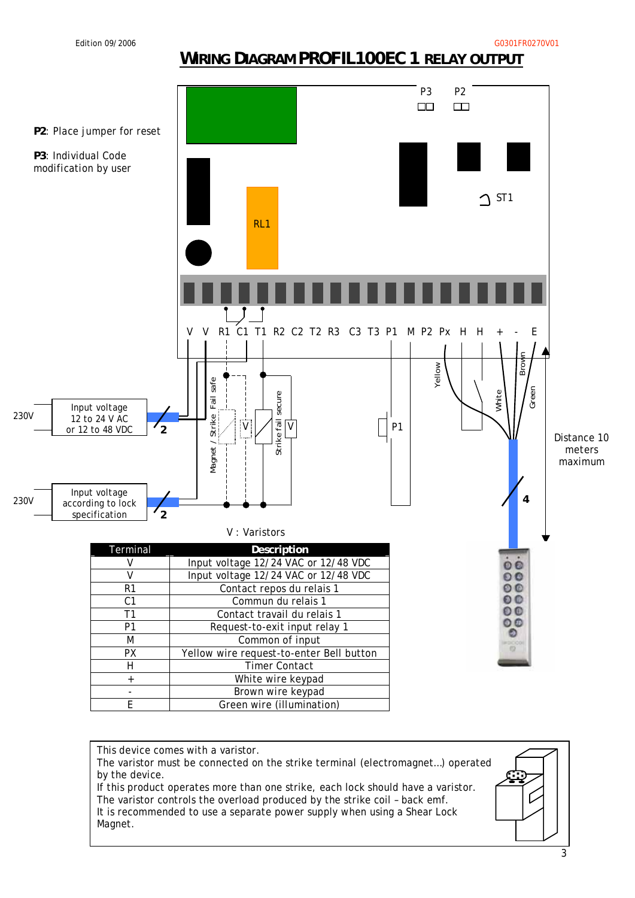Edition 09/2006

G0301FR0270V01

# WIRING DIAGRAM PROFIL100EC 1 RELAY OUTPUT

**P2**: Place jumper for reset

**P3**: Individual Code modification by user

P3 P2

RL1

ST1

V V R1 C1 T1 R2 C2 T2 R3 C3 T3 P1 M P2 Px H H + - E

230V — Input voltage 12 to 24 V AC or 12 to 48 VDC — 2

230V — Input voltage according to lock specification — 2

Magnet / Strike Fail safe

Strike fail secure

V

P1

Yellow, White, Brown, Green

4

Distance 10 meters maximum

V : Varistors

| Terminal | Description |
|---|---|
| V | Input voltage 12/24 VAC or 12/48 VDC |
| V | Input voltage 12/24 VAC or 12/48 VDC |
| R1 | Contact repos du relais 1 |
| C1 | Commun du relais 1 |
| T1 | Contact travail du relais 1 |
| P1 | Request-to-exit input relay 1 |
| M | Common of input |
| PX | Yellow wire request-to-enter Bell button |
| H | Timer Contact |
| + | White wire keypad |
| - | Brown wire keypad |
| E | Green wire (illumination) |

This device comes with a varistor.
The varistor must be connected on the strike terminal (electromagnet…) operated by the device.
If this product operates more than one strike, each lock should have a varistor.
The varistor controls the overload produced by the strike coil – back emf.
It is recommended to use a separate power supply when using a Shear Lock Magnet.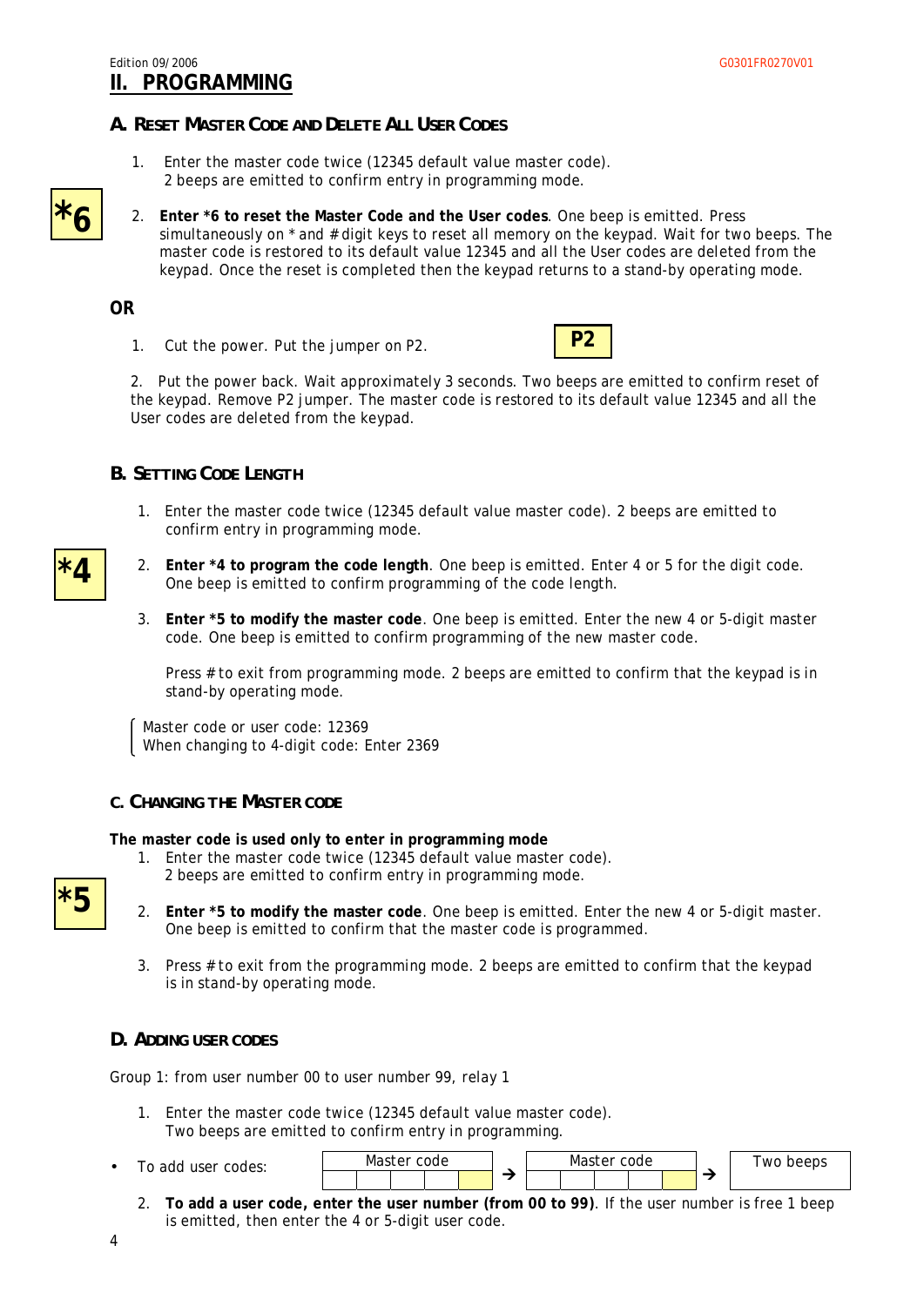## II. PROGRAMMING

### A. Reset Master Code and Delete All User Codes

1. Enter the master code twice (12345 default value master code).
   2 beeps are emitted to confirm entry in programming mode.

**\*6**

2. **Enter *6 to reset the Master Code and the User codes**. One beep is emitted. Press simultaneously on * and # digit keys to reset all memory on the keypad. Wait for two beeps. The master code is restored to its default value 12345 and all the User codes are deleted from the keypad. Once the reset is completed then the keypad returns to a stand-by operating mode.

**OR**

1. Cut the power. Put the jumper on P2.

**P2**

2. Put the power back. Wait approximately 3 seconds. Two beeps are emitted to confirm reset of the keypad. Remove P2 jumper. The master code is restored to its default value 12345 and all the User codes are deleted from the keypad.

### B. Setting Code Length

1. Enter the master code twice (12345 default value master code). 2 beeps are emitted to confirm entry in programming mode.

**\*4**

2. **Enter *4 to program the code length**. One beep is emitted. Enter 4 or 5 for the digit code. One beep is emitted to confirm programming of the code length.
3. **Enter *5 to modify the master code**. One beep is emitted. Enter the new 4 or 5-digit master code. One beep is emitted to confirm programming of the new master code.

   Press # to exit from programming mode. 2 beeps are emitted to confirm that the keypad is in stand-by operating mode.

Master code or user code: 12369
When changing to 4-digit code: Enter 2369

### C. Changing the Master code

**The master code is used only to enter in programming mode**

1. Enter the master code twice (12345 default value master code).
   2 beeps are emitted to confirm entry in programming mode.

**\*5**

2. **Enter *5 to modify the master code**. One beep is emitted. Enter the new 4 or 5-digit master. One beep is emitted to confirm that the master code is programmed.
3. Press # to exit from the programming mode. 2 beeps are emitted to confirm that the keypad is in stand-by operating mode.

### D. Adding user codes

Group 1: from user number 00 to user number 99, relay 1

1. Enter the master code twice (12345 default value master code).
   Two beeps are emitted to confirm entry in programming.

- To add user codes: Master code → Master code → Two beeps

2. **To add a user code, enter the user number (from 00 to 99)**. If the user number is free 1 beep is emitted, then enter the 4 or 5-digit user code.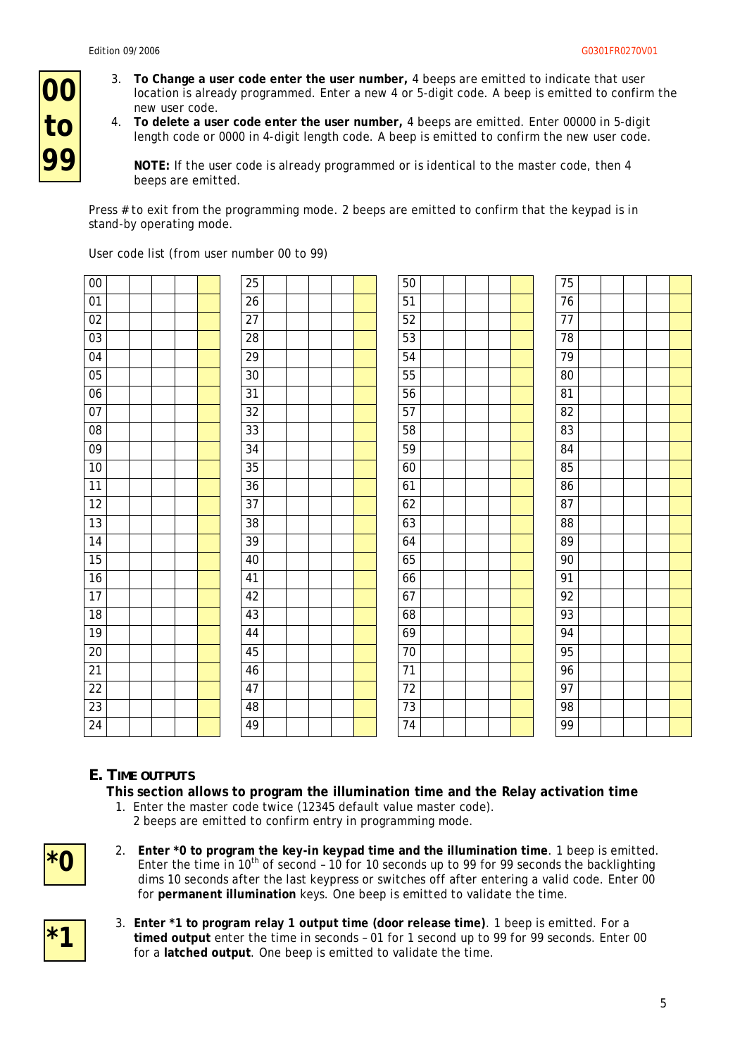**00 to 99**

3. **To Change a user code enter the user number,** 4 beeps are emitted to indicate that user location is already programmed. Enter a new 4 or 5-digit code. A beep is emitted to confirm the new user code.
4. **To delete a user code enter the user number,** 4 beeps are emitted. Enter 00000 in 5-digit length code or 0000 in 4-digit length code. A beep is emitted to confirm the new user code.

   **NOTE:** If the user code is already programmed or is identical to the master code, then 4 beeps are emitted.

Press # to exit from the programming mode. 2 beeps are emitted to confirm that the keypad is in stand-by operating mode.

User code list (from user number 00 to 99)

| | | | | | | | | | | | | | | | | | | | | | | |
|---|---|---|---|---|---|---|---|---|---|---|---|---|---|---|---|---|---|---|---|---|---|---|
| 00 | | | | | | 25 | | | | | | 50 | | | | | | 75 | | | | |
| 01 | | | | | | 26 | | | | | | 51 | | | | | | 76 | | | | |
| 02 | | | | | | 27 | | | | | | 52 | | | | | | 77 | | | | |
| 03 | | | | | | 28 | | | | | | 53 | | | | | | 78 | | | | |
| 04 | | | | | | 29 | | | | | | 54 | | | | | | 79 | | | | |
| 05 | | | | | | 30 | | | | | | 55 | | | | | | 80 | | | | |
| 06 | | | | | | 31 | | | | | | 56 | | | | | | 81 | | | | |
| 07 | | | | | | 32 | | | | | | 57 | | | | | | 82 | | | | |
| 08 | | | | | | 33 | | | | | | 58 | | | | | | 83 | | | | |
| 09 | | | | | | 34 | | | | | | 59 | | | | | | 84 | | | | |
| 10 | | | | | | 35 | | | | | | 60 | | | | | | 85 | | | | |
| 11 | | | | | | 36 | | | | | | 61 | | | | | | 86 | | | | |
| 12 | | | | | | 37 | | | | | | 62 | | | | | | 87 | | | | |
| 13 | | | | | | 38 | | | | | | 63 | | | | | | 88 | | | | |
| 14 | | | | | | 39 | | | | | | 64 | | | | | | 89 | | | | |
| 15 | | | | | | 40 | | | | | | 65 | | | | | | 90 | | | | |
| 16 | | | | | | 41 | | | | | | 66 | | | | | | 91 | | | | |
| 17 | | | | | | 42 | | | | | | 67 | | | | | | 92 | | | | |
| 18 | | | | | | 43 | | | | | | 68 | | | | | | 93 | | | | |
| 19 | | | | | | 44 | | | | | | 69 | | | | | | 94 | | | | |
| 20 | | | | | | 45 | | | | | | 70 | | | | | | 95 | | | | |
| 21 | | | | | | 46 | | | | | | 71 | | | | | | 96 | | | | |
| 22 | | | | | | 47 | | | | | | 72 | | | | | | 97 | | | | |
| 23 | | | | | | 48 | | | | | | 73 | | | | | | 98 | | | | |
| 24 | | | | | | 49 | | | | | | 74 | | | | | | 99 | | | | |

## E. TIME OUTPUTS

**This section allows to program the illumination time and the Relay activation time**

1. Enter the master code twice (12345 default value master code).
   2 beeps are emitted to confirm entry in programming mode.

**\*0**

2. **Enter \*0 to program the key-in keypad time and the illumination time**. 1 beep is emitted. Enter the time in 10th of second – 10 for 10 seconds up to 99 for 99 seconds the backlighting dims 10 seconds after the last keypress or switches off after entering a valid code. Enter 00 for **permanent illumination** keys. One beep is emitted to validate the time.

**\*1**

3. **Enter \*1 to program relay 1 output time (door release time)**. 1 beep is emitted. For a **timed output** enter the time in seconds – 01 for 1 second up to 99 for 99 seconds. Enter 00 for a **latched output**. One beep is emitted to validate the time.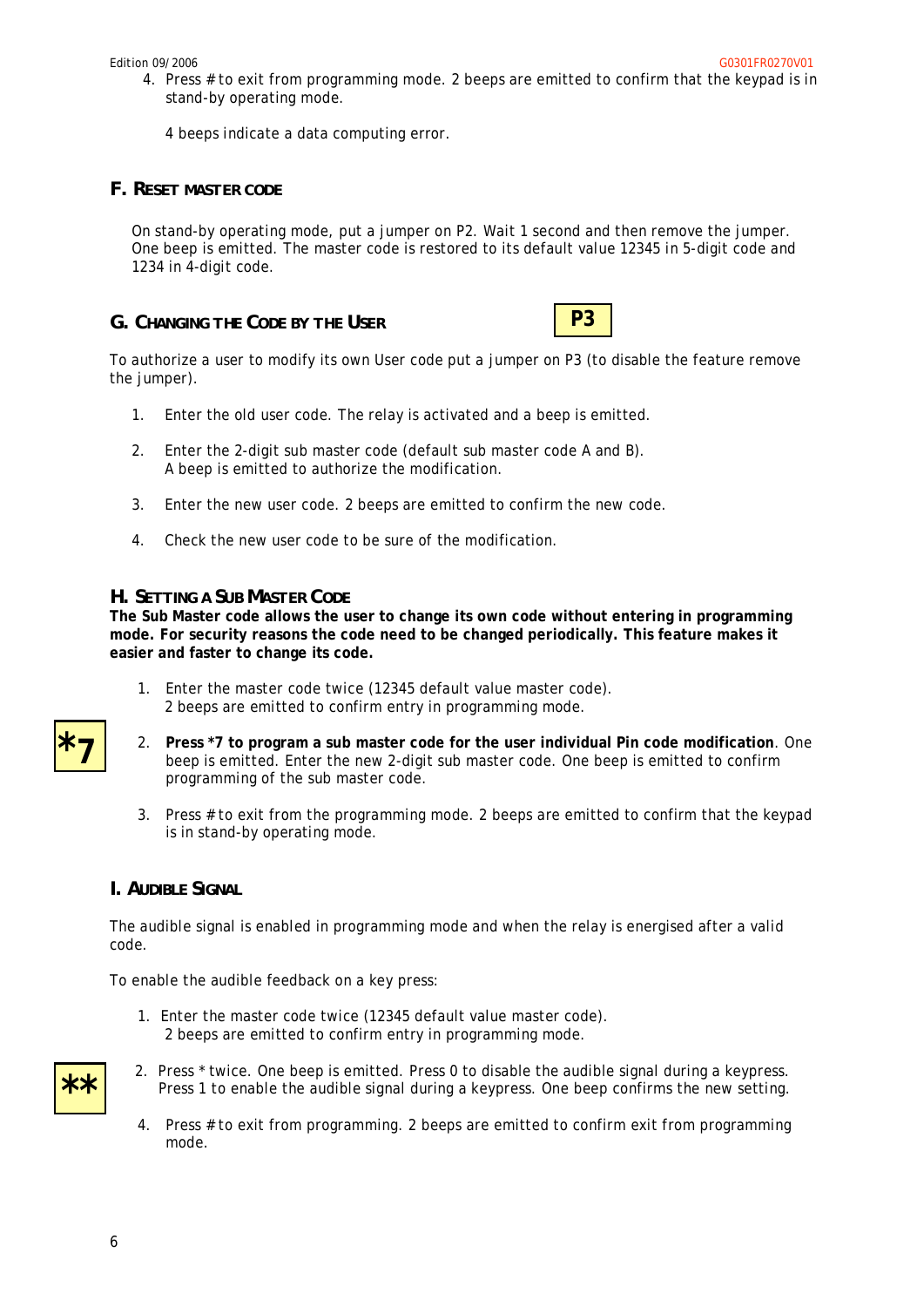4. Press # to exit from programming mode. 2 beeps are emitted to confirm that the keypad is in stand-by operating mode.

   4 beeps indicate a data computing error.

## F. RESET MASTER CODE

On stand-by operating mode, put a jumper on P2. Wait 1 second and then remove the jumper. One beep is emitted. The master code is restored to its default value 12345 in 5-digit code and 1234 in 4-digit code.

## G. CHANGING THE CODE BY THE USER

**P3**

To authorize a user to modify its own User code put a jumper on P3 (to disable the feature remove the jumper).

1. Enter the old user code. The relay is activated and a beep is emitted.

2. Enter the 2-digit sub master code (default sub master code A and B).
   A beep is emitted to authorize the modification.

3. Enter the new user code. 2 beeps are emitted to confirm the new code.

4. Check the new user code to be sure of the modification.

## H. SETTING A SUB MASTER CODE

**The Sub Master code allows the user to change its own code without entering in programming mode. For security reasons the code need to be changed periodically. This feature makes it easier and faster to change its code.**

1. Enter the master code twice (12345 default value master code).
   2 beeps are emitted to confirm entry in programming mode.

**\*7**

2. **Press \*7 to program a sub master code for the user individual Pin code modification**. One beep is emitted. Enter the new 2-digit sub master code. One beep is emitted to confirm programming of the sub master code.

3. Press # to exit from the programming mode. 2 beeps are emitted to confirm that the keypad is in stand-by operating mode.

## I. AUDIBLE SIGNAL

The audible signal is enabled in programming mode and when the relay is energised after a valid code.

To enable the audible feedback on a key press:

1. Enter the master code twice (12345 default value master code).
   2 beeps are emitted to confirm entry in programming mode.

**\*\***

2. Press * twice. One beep is emitted. Press 0 to disable the audible signal during a keypress. Press 1 to enable the audible signal during a keypress. One beep confirms the new setting.

4. Press # to exit from programming. 2 beeps are emitted to confirm exit from programming mode.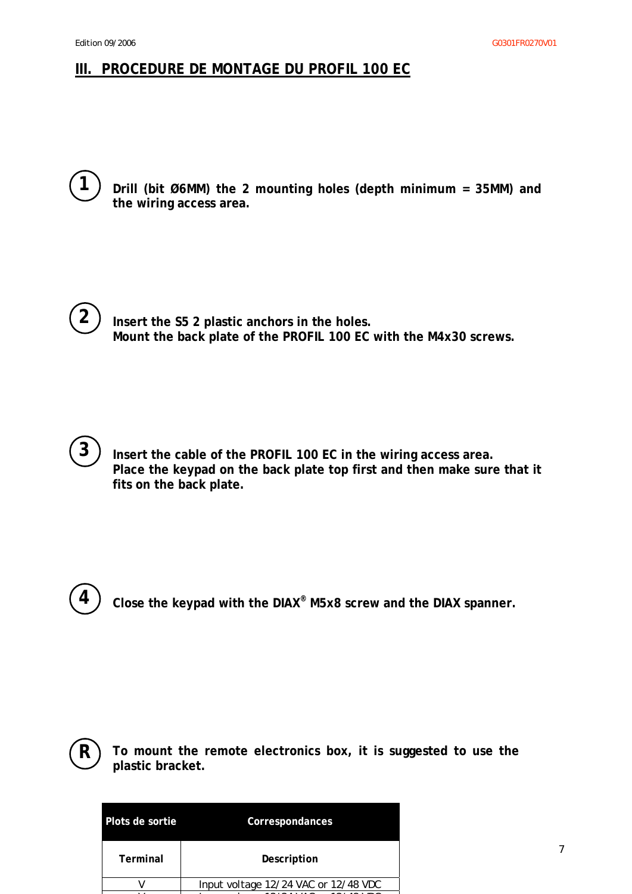## III. PROCEDURE DE MONTAGE DU PROFIL 100 EC

**1** **Drill (bit Ø6MM) the 2 mounting holes (depth minimum = 35MM) and the wiring access area.**

**2** **Insert the S5 2 plastic anchors in the holes.**
**Mount the back plate of the PROFIL 100 EC with the M4x30 screws.**

**3** **Insert the cable of the PROFIL 100 EC in the wiring access area.**
**Place the keypad on the back plate top first and then make sure that it fits on the back plate.**

**4** **Close the keypad with the DIAX® M5x8 screw and the DIAX spanner.**

**R** **To mount the remote electronics box, it is suggested to use the plastic bracket.**

| **Plots de sortie** | **Correspondances** |
|---|---|
| **Terminal** | **Description** |
| V | Input voltage 12/24 VAC or 12/48 VDC |
| V | Input voltage 12/24 VAC or 12/48 VDC |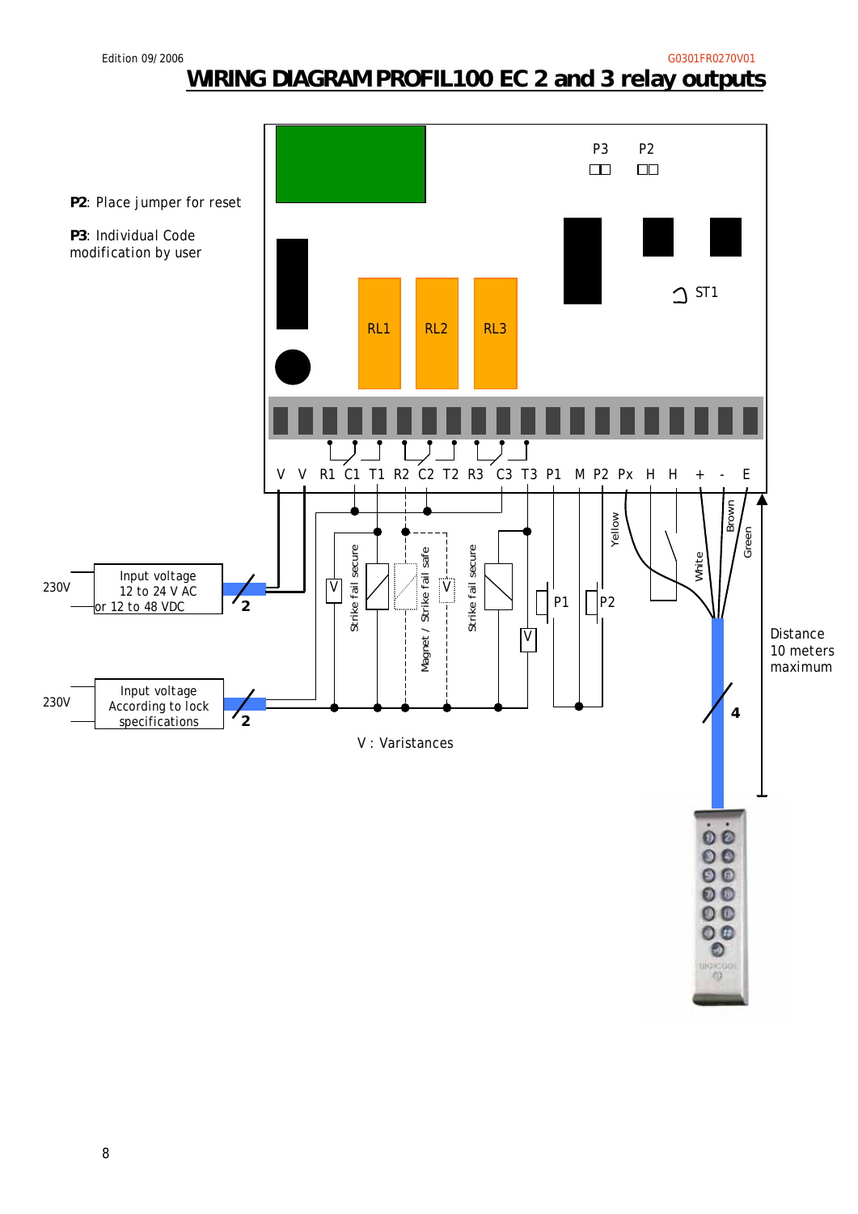Edition 09/2006

G0301FR0270V01

# WIRING DIAGRAM PROFIL100 EC 2 and 3 relay outputs

**P2**: Place jumper for reset

**P3**: Individual Code modification by user

P3 P2

ST1

RL1 RL2 RL3

V V R1 C1 T1 R2 C2 T2 R3 C3 T3 P1 M P2 Px H H + - E

230V — Input voltage 12 to 24 V AC or 12 to 48 VDC — 2

230V — Input voltage According to lock specifications — 2

V Strike fail secure

Magnet / Strike fail safe V

Strike fail secure V

P1 P2

Yellow White Brown Green

4

Distance 10 meters maximum

V : Varistances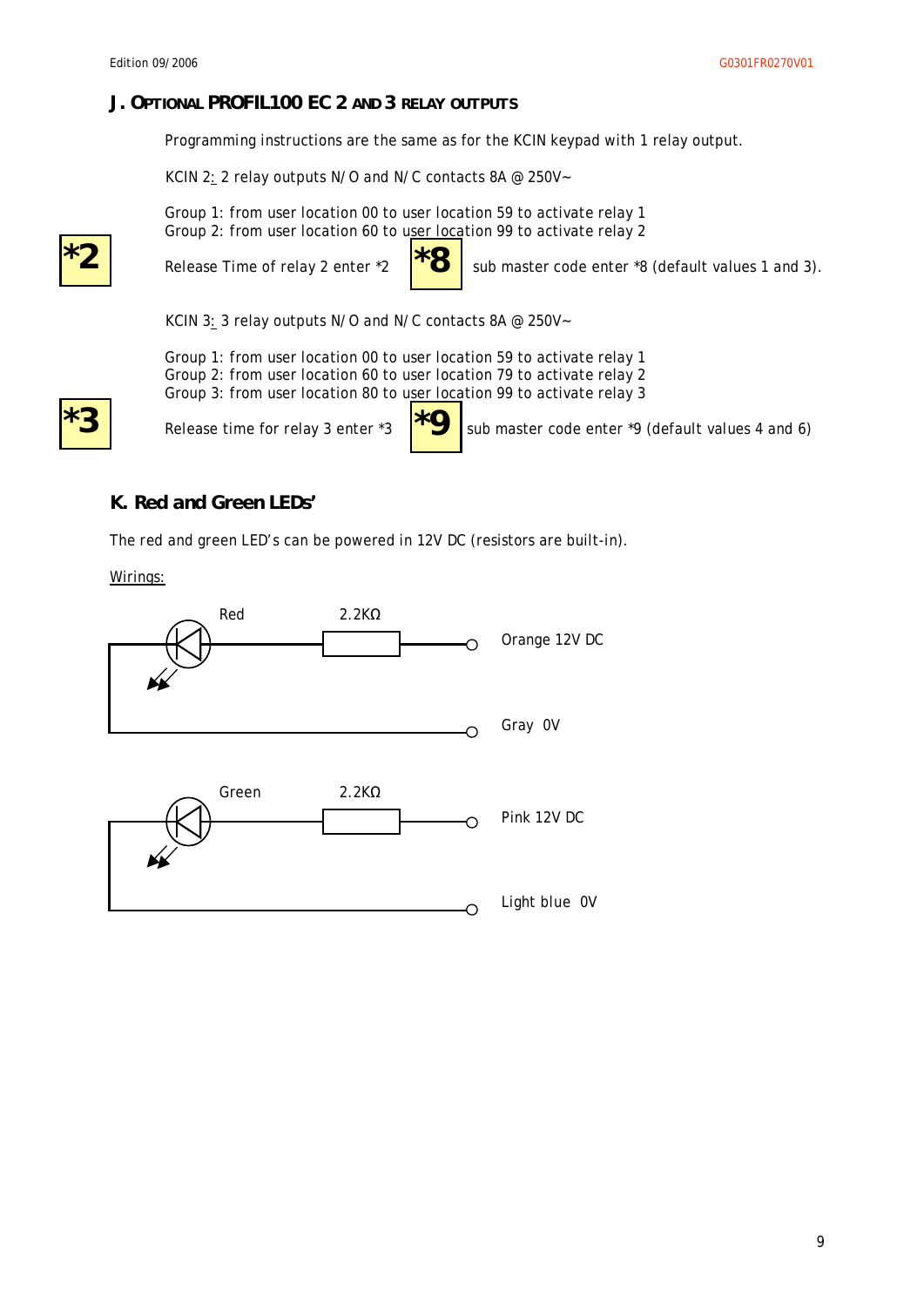## J. Optional PROFIL100 EC 2 and 3 relay outputs

Programming instructions are the same as for the KCIN keypad with 1 relay output.

KCIN 2: 2 relay outputs N/O and N/C contacts 8A @ 250V~

Group 1: from user location 00 to user location 59 to activate relay 1
Group 2: from user location 60 to user location 99 to activate relay 2

**\*2** Release Time of relay 2 enter *2 **\*8** sub master code enter *8 (default values 1 and 3).

KCIN 3: 3 relay outputs N/O and N/C contacts 8A @ 250V~

Group 1: from user location 00 to user location 59 to activate relay 1
Group 2: from user location 60 to user location 79 to activate relay 2
Group 3: from user location 80 to user location 99 to activate relay 3

**\*3** Release time for relay 3 enter *3 **\*9** sub master code enter *9 (default values 4 and 6)

## K. Red and Green LEDs'

The red and green LED's can be powered in 12V DC (resistors are built-in).

Wirings:

Red
2.2KΩ
Orange 12V DC
Gray 0V

Green
2.2KΩ
Pink 12V DC
Light blue 0V